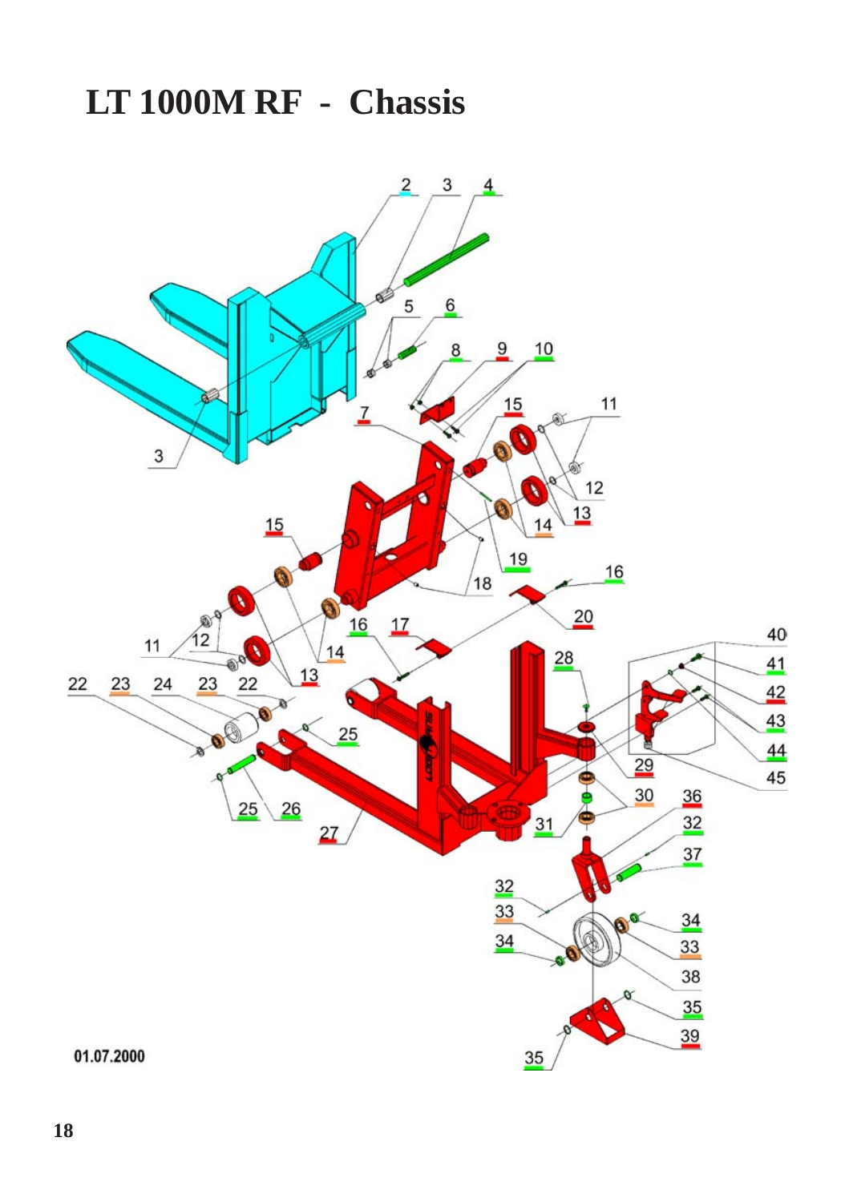# LT 1000M RF - Chassis

01.07.2000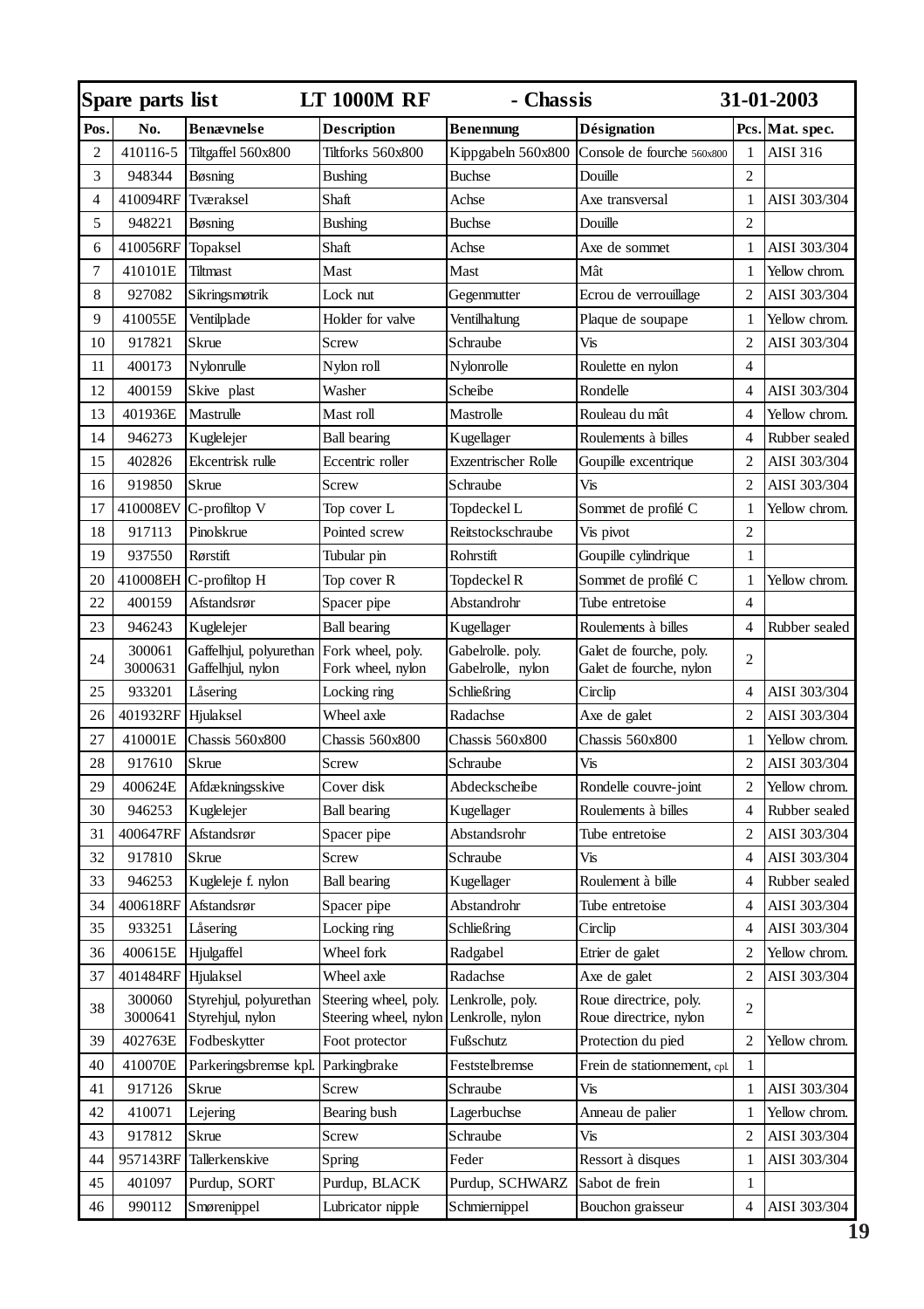| Spare parts list | | LT 1000M RF | | - Chassis | | 31-01-2003 | |
|---|---|---|---|---|---|---|---|
| **Pos.** | **No.** | **Benævnelse** | **Description** | **Benennung** | **Désignation** | **Pcs.** | **Mat. spec.** |
| 2 | 410116-5 | Tiltgaffel 560x800 | Tiltforks 560x800 | Kippgabeln 560x800 | Console de fourche 560x800 | 1 | AISI 316 |
| 3 | 948344 | Bøsning | Bushing | Buchse | Douille | 2 | |
| 4 | 410094RF | Tværaksel | Shaft | Achse | Axe transversal | 1 | AISI 303/304 |
| 5 | 948221 | Bøsning | Bushing | Buchse | Douille | 2 | |
| 6 | 410056RF | Topaksel | Shaft | Achse | Axe de sommet | 1 | AISI 303/304 |
| 7 | 410101E | Tiltmast | Mast | Mast | Mât | 1 | Yellow chrom. |
| 8 | 927082 | Sikringsmøtrik | Lock nut | Gegenmutter | Ecrou de verrouillage | 2 | AISI 303/304 |
| 9 | 410055E | Ventilplade | Holder for valve | Ventilhaltung | Plaque de soupape | 1 | Yellow chrom. |
| 10 | 917821 | Skrue | Screw | Schraube | Vis | 2 | AISI 303/304 |
| 11 | 400173 | Nylonrulle | Nylon roll | Nylonrolle | Roulette en nylon | 4 | |
| 12 | 400159 | Skive plast | Washer | Scheibe | Rondelle | 4 | AISI 303/304 |
| 13 | 401936E | Mastrulle | Mast roll | Mastrolle | Rouleau du mât | 4 | Yellow chrom. |
| 14 | 946273 | Kuglelejer | Ball bearing | Kugellager | Roulements à billes | 4 | Rubber sealed |
| 15 | 402826 | Ekcentrisk rulle | Eccentric roller | Exzentrischer Rolle | Goupille excentrique | 2 | AISI 303/304 |
| 16 | 919850 | Skrue | Screw | Schraube | Vis | 2 | AISI 303/304 |
| 17 | 410008EV | C-profiltop V | Top cover L | Topdeckel L | Sommet de profilé C | 1 | Yellow chrom. |
| 18 | 917113 | Pinolskrue | Pointed screw | Reitstockschraube | Vis pivot | 2 | |
| 19 | 937550 | Rørstift | Tubular pin | Rohrstift | Goupille cylindrique | 1 | |
| 20 | 410008EH | C-profiltop H | Top cover R | Topdeckel R | Sommet de profilé C | 1 | Yellow chrom. |
| 22 | 400159 | Afstandsrør | Spacer pipe | Abstandrohr | Tube entretoise | 4 | |
| 23 | 946243 | Kuglelejer | Ball bearing | Kugellager | Roulements à billes | 4 | Rubber sealed |
| 24 | 300061<br>3000631 | Gaffelhjul, polyurethan<br>Gaffelhjul, nylon | Fork wheel, poly.<br>Fork wheel, nylon | Gabelrolle. poly.<br>Gabelrolle, nylon | Galet de fourche, poly.<br>Galet de fourche, nylon | 2 | |
| 25 | 933201 | Låsering | Locking ring | Schließring | Circlip | 4 | AISI 303/304 |
| 26 | 401932RF | Hjulaksel | Wheel axle | Radachse | Axe de galet | 2 | AISI 303/304 |
| 27 | 410001E | Chassis 560x800 | Chassis 560x800 | Chassis 560x800 | Chassis 560x800 | 1 | Yellow chrom. |
| 28 | 917610 | Skrue | Screw | Schraube | Vis | 2 | AISI 303/304 |
| 29 | 400624E | Afdækningsskive | Cover disk | Abdeckscheibe | Rondelle couvre-joint | 2 | Yellow chrom. |
| 30 | 946253 | Kuglelejer | Ball bearing | Kugellager | Roulements à billes | 4 | Rubber sealed |
| 31 | 400647RF | Afstandsrør | Spacer pipe | Abstandsrohr | Tube entretoise | 2 | AISI 303/304 |
| 32 | 917810 | Skrue | Screw | Schraube | Vis | 4 | AISI 303/304 |
| 33 | 946253 | Kugleleje f. nylon | Ball bearing | Kugellager | Roulement à bille | 4 | Rubber sealed |
| 34 | 400618RF | Afstandsrør | Spacer pipe | Abstandrohr | Tube entretoise | 4 | AISI 303/304 |
| 35 | 933251 | Låsering | Locking ring | Schließring | Circlip | 4 | AISI 303/304 |
| 36 | 400615E | Hjulgaffel | Wheel fork | Radgabel | Etrier de galet | 2 | Yellow chrom. |
| 37 | 401484RF | Hjulaksel | Wheel axle | Radachse | Axe de galet | 2 | AISI 303/304 |
| 38 | 300060<br>3000641 | Styrehjul, polyurethan<br>Styrehjul, nylon | Steering wheel, poly.<br>Steering wheel, nylon | Lenkrolle, poly.<br>Lenkrolle, nylon | Roue directrice, poly.<br>Roue directrice, nylon | 2 | |
| 39 | 402763E | Fodbeskytter | Foot protector | Fußschutz | Protection du pied | 2 | Yellow chrom. |
| 40 | 410070E | Parkeringsbremse kpl. | Parkingbrake | Feststelbremse | Frein de stationnement, cpl. | 1 | |
| 41 | 917126 | Skrue | Screw | Schraube | Vis | 1 | AISI 303/304 |
| 42 | 410071 | Lejering | Bearing bush | Lagerbuchse | Anneau de palier | 1 | Yellow chrom. |
| 43 | 917812 | Skrue | Screw | Schraube | Vis | 2 | AISI 303/304 |
| 44 | 957143RF | Tallerkenskive | Spring | Feder | Ressort à disques | 1 | AISI 303/304 |
| 45 | 401097 | Purdup, SORT | Purdup, BLACK | Purdup, SCHWARZ | Sabot de frein | 1 | |
| 46 | 990112 | Smørenippel | Lubricator nipple | Schmiernippel | Bouchon graisseur | 4 | AISI 303/304 |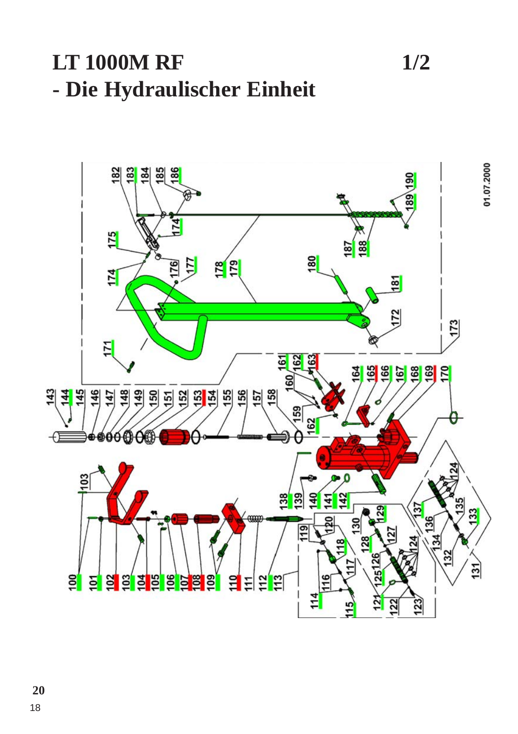# LT 1000M RF 1/2
## - Die Hydraulischer Einheit

01.07.2000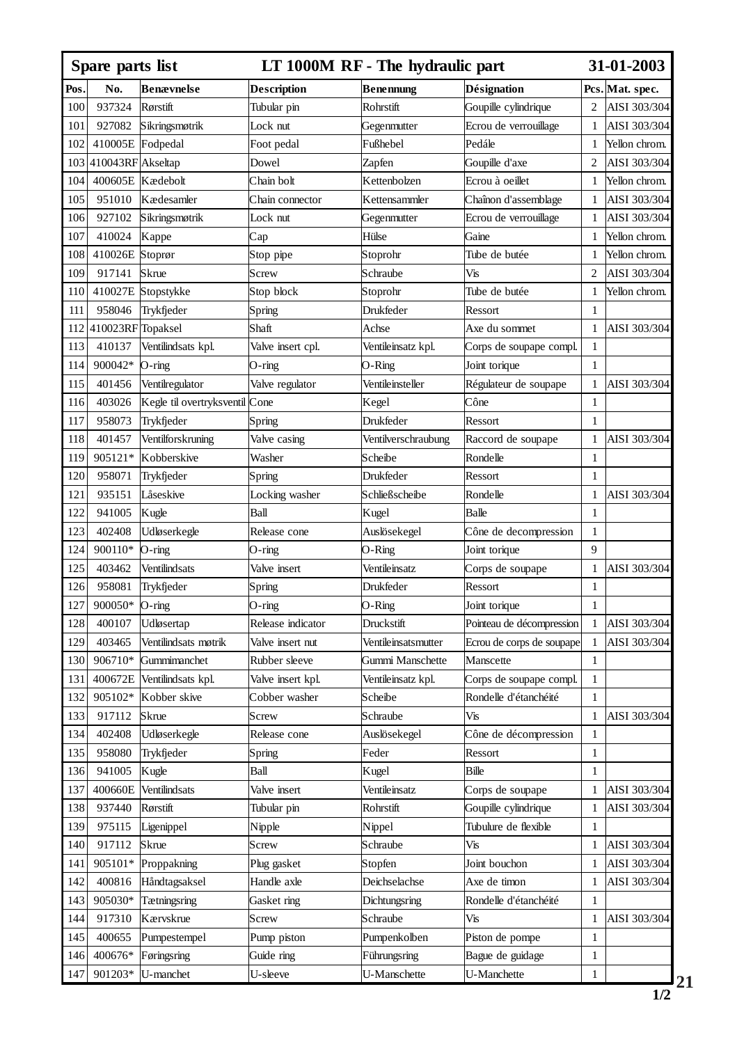| Spare parts list | | LT 1000M RF - The hydraulic part | | | | | 31-01-2003 |
|---|---|---|---|---|---|---|---|
| **Pos.** | **No.** | **Benævnelse** | **Description** | **Benennung** | **Désignation** | **Pcs.** | **Mat. spec.** |
| 100 | 937324 | Rørstift | Tubular pin | Rohrstift | Goupille cylindrique | 2 | AISI 303/304 |
| 101 | 927082 | Sikringsmøtrik | Lock nut | Gegenmutter | Ecrou de verrouillage | 1 | AISI 303/304 |
| 102 | 410005E | Fodpedal | Foot pedal | Fußhebel | Pedále | 1 | Yellon chrom. |
| 103 | 410043RF | Akseltap | Dowel | Zapfen | Goupille d'axe | 2 | AISI 303/304 |
| 104 | 400605E | Kædebolt | Chain bolt | Kettenbolzen | Ecrou à oeillet | 1 | Yellon chrom. |
| 105 | 951010 | Kædesamler | Chain connector | Kettensammler | Chaînon d'assemblage | 1 | AISI 303/304 |
| 106 | 927102 | Sikringsmøtrik | Lock nut | Gegenmutter | Ecrou de verrouillage | 1 | AISI 303/304 |
| 107 | 410024 | Kappe | Cap | Hülse | Gaine | 1 | Yellon chrom. |
| 108 | 410026E | Stoprør | Stop pipe | Stoprohr | Tube de butée | 1 | Yellon chrom. |
| 109 | 917141 | Skrue | Screw | Schraube | Vis | 2 | AISI 303/304 |
| 110 | 410027E | Stopstykke | Stop block | Stoprohr | Tube de butée | 1 | Yellon chrom. |
| 111 | 958046 | Trykfjeder | Spring | Drukfeder | Ressort | 1 | |
| 112 | 410023RF | Topaksel | Shaft | Achse | Axe du sommet | 1 | AISI 303/304 |
| 113 | 410137 | Ventilindsats kpl. | Valve insert cpl. | Ventileinsatz kpl. | Corps de soupape compl. | 1 | |
| 114 | 900042* | O-ring | O-ring | O-Ring | Joint torique | 1 | |
| 115 | 401456 | Ventilregulator | Valve regulator | Ventileinsteller | Régulateur de soupape | 1 | AISI 303/304 |
| 116 | 403026 | Kegle til overtryksventil | Cone | Kegel | Cône | 1 | |
| 117 | 958073 | Trykfjeder | Spring | Drukfeder | Ressort | 1 | |
| 118 | 401457 | Ventilforskruning | Valve casing | Ventilverschraubung | Raccord de soupape | 1 | AISI 303/304 |
| 119 | 905121* | Kobberskive | Washer | Scheibe | Rondelle | 1 | |
| 120 | 958071 | Trykfjeder | Spring | Drukfeder | Ressort | 1 | |
| 121 | 935151 | Låseskive | Locking washer | Schließscheibe | Rondelle | 1 | AISI 303/304 |
| 122 | 941005 | Kugle | Ball | Kugel | Balle | 1 | |
| 123 | 402408 | Udløserkegle | Release cone | Auslösekegel | Cône de decompression | 1 | |
| 124 | 900110* | O-ring | O-ring | O-Ring | Joint torique | 9 | |
| 125 | 403462 | Ventilindsats | Valve insert | Ventileinsatz | Corps de soupape | 1 | AISI 303/304 |
| 126 | 958081 | Trykfjeder | Spring | Drukfeder | Ressort | 1 | |
| 127 | 900050* | O-ring | O-ring | O-Ring | Joint torique | 1 | |
| 128 | 400107 | Udløsertap | Release indicator | Druckstift | Pointeau de décompression | 1 | AISI 303/304 |
| 129 | 403465 | Ventilindsats møtrik | Valve insert nut | Ventileinsatsmutter | Ecrou de corps de soupape | 1 | AISI 303/304 |
| 130 | 906710* | Gummimanchet | Rubber sleeve | Gummi Manschette | Manscette | 1 | |
| 131 | 400672E | Ventilindsats kpl. | Valve insert kpl. | Ventileinsatz kpl. | Corps de soupape compl. | 1 | |
| 132 | 905102* | Kobber skive | Cobber washer | Scheibe | Rondelle d'étanchéité | 1 | |
| 133 | 917112 | Skrue | Screw | Schraube | Vis | 1 | AISI 303/304 |
| 134 | 402408 | Udløserkegle | Release cone | Auslösekegel | Cône de décompression | 1 | |
| 135 | 958080 | Trykfjeder | Spring | Feder | Ressort | 1 | |
| 136 | 941005 | Kugle | Ball | Kugel | Bille | 1 | |
| 137 | 400660E | Ventilindsats | Valve insert | Ventileinsatz | Corps de soupape | 1 | AISI 303/304 |
| 138 | 937440 | Rørstift | Tubular pin | Rohrstift | Goupille cylindrique | 1 | AISI 303/304 |
| 139 | 975115 | Ligenippel | Nipple | Nippel | Tubulure de flexible | 1 | |
| 140 | 917112 | Skrue | Screw | Schraube | Vis | 1 | AISI 303/304 |
| 141 | 905101* | Proppakning | Plug gasket | Stopfen | Joint bouchon | 1 | AISI 303/304 |
| 142 | 400816 | Håndtagsaksel | Handle axle | Deichselachse | Axe de timon | 1 | AISI 303/304 |
| 143 | 905030* | Tætningsring | Gasket ring | Dichtungsring | Rondelle d'étanchéité | 1 | |
| 144 | 917310 | Kærvskrue | Screw | Schraube | Vis | 1 | AISI 303/304 |
| 145 | 400655 | Pumpestempel | Pump piston | Pumpenkolben | Piston de pompe | 1 | |
| 146 | 400676* | Føringsring | Guide ring | Führungsring | Bague de guidage | 1 | |
| 147 | 901203* | U-manchet | U-sleeve | U-Manschette | U-Manchette | 1 | |

1/2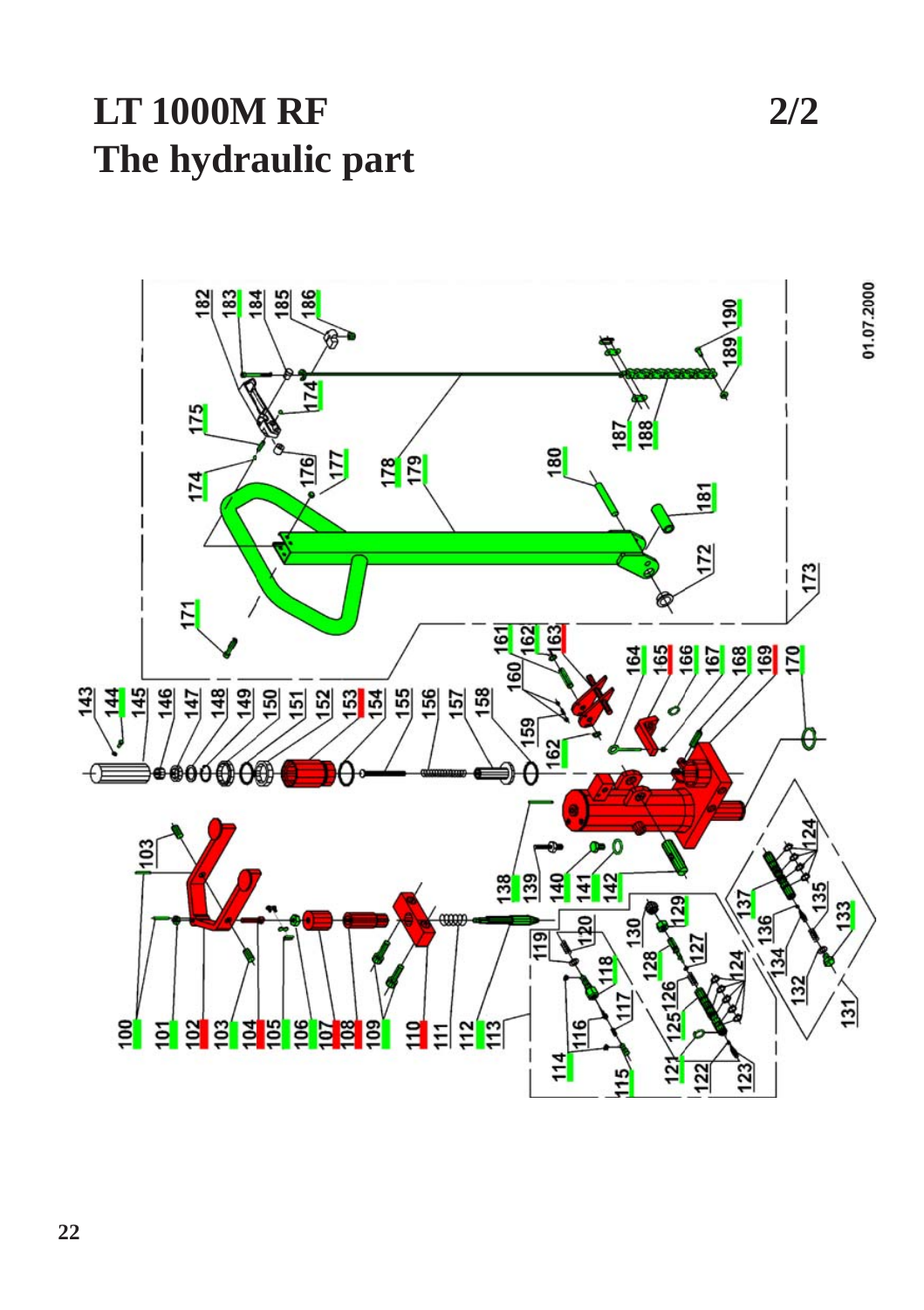# LT 1000M RF

## The hydraulic part

2/2

100 101 102 103 104 105 106 107 108 109 110 111 112 113 114 115 116 117 118 119 120 121 122 123 124 125 126 127 128 129 130 131 132 133 134 135 136 137 138 139 140 141 142 143 144 145 146 147 148 149 150 151 152 153 154 155 156 157 158 159 160 161 162 163 164 165 166 167 168 169 170 171 172 173 174 175 176 177 178 179 180 181 182 183 184 185 186 187 188 189 190

01.07.2000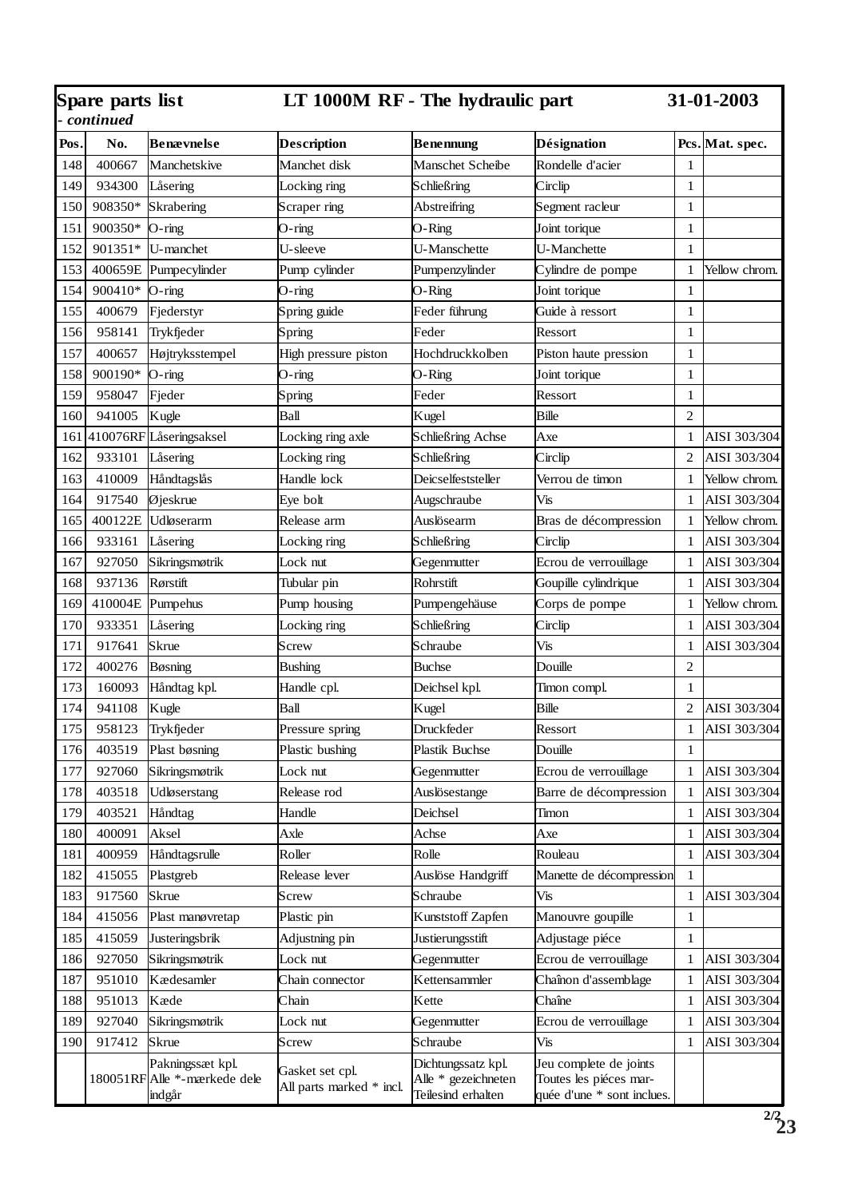**Spare parts list** **LT 1000M RF - The hydraulic part** **31-01-2003**

*- continued*

| Pos. | No. | Benævnelse | Description | Benennung | Désignation | Pcs. | Mat. spec. |
|---|---|---|---|---|---|---|---|
| 148 | 400667 | Manchetskive | Manchet disk | Manschet Scheibe | Rondelle d'acier | 1 | |
| 149 | 934300 | Låsering | Locking ring | Schließring | Circlip | 1 | |
| 150 | 908350* | Skrabering | Scraper ring | Abstreifring | Segment racleur | 1 | |
| 151 | 900350* | O-ring | O-ring | O-Ring | Joint torique | 1 | |
| 152 | 901351* | U-manchet | U-sleeve | U-Manschette | U-Manchette | 1 | |
| 153 | 400659E | Pumpecylinder | Pump cylinder | Pumpenzylinder | Cylindre de pompe | 1 | Yellow chrom. |
| 154 | 900410* | O-ring | O-ring | O-Ring | Joint torique | 1 | |
| 155 | 400679 | Fjederstyr | Spring guide | Feder führung | Guide à ressort | 1 | |
| 156 | 958141 | Trykfjeder | Spring | Feder | Ressort | 1 | |
| 157 | 400657 | Højtryksstempel | High pressure piston | Hochdruckkolben | Piston haute pression | 1 | |
| 158 | 900190* | O-ring | O-ring | O-Ring | Joint torique | 1 | |
| 159 | 958047 | Fjeder | Spring | Feder | Ressort | 1 | |
| 160 | 941005 | Kugle | Ball | Kugel | Bille | 2 | |
| 161 | 410076RF | Låseringsaksel | Locking ring axle | Schließring Achse | Axe | 1 | AISI 303/304 |
| 162 | 933101 | Låsering | Locking ring | Schließring | Circlip | 2 | AISI 303/304 |
| 163 | 410009 | Håndtagslås | Handle lock | Deicselfeststeller | Verrou de timon | 1 | Yellow chrom. |
| 164 | 917540 | Øjeskrue | Eye bolt | Augschraube | Vis | 1 | AISI 303/304 |
| 165 | 400122E | Udløserarm | Release arm | Auslösearm | Bras de décompression | 1 | Yellow chrom. |
| 166 | 933161 | Låsering | Locking ring | Schließring | Circlip | 1 | AISI 303/304 |
| 167 | 927050 | Sikringsmøtrik | Lock nut | Gegenmutter | Ecrou de verrouillage | 1 | AISI 303/304 |
| 168 | 937136 | Rørstift | Tubular pin | Rohrstift | Goupille cylindrique | 1 | AISI 303/304 |
| 169 | 410004E | Pumpehus | Pump housing | Pumpengehäuse | Corps de pompe | 1 | Yellow chrom. |
| 170 | 933351 | Låsering | Locking ring | Schließring | Circlip | 1 | AISI 303/304 |
| 171 | 917641 | Skrue | Screw | Schraube | Vis | 1 | AISI 303/304 |
| 172 | 400276 | Bøsning | Bushing | Buchse | Douille | 2 | |
| 173 | 160093 | Håndtag kpl. | Handle cpl. | Deichsel kpl. | Timon compl. | 1 | |
| 174 | 941108 | Kugle | Ball | Kugel | Bille | 2 | AISI 303/304 |
| 175 | 958123 | Trykfjeder | Pressure spring | Druckfeder | Ressort | 1 | AISI 303/304 |
| 176 | 403519 | Plast bøsning | Plastic bushing | Plastik Buchse | Douille | 1 | |
| 177 | 927060 | Sikringsmøtrik | Lock nut | Gegenmutter | Ecrou de verrouillage | 1 | AISI 303/304 |
| 178 | 403518 | Udløserstang | Release rod | Auslösestange | Barre de décompression | 1 | AISI 303/304 |
| 179 | 403521 | Håndtag | Handle | Deichsel | Timon | 1 | AISI 303/304 |
| 180 | 400091 | Aksel | Axle | Achse | Axe | 1 | AISI 303/304 |
| 181 | 400959 | Håndtagsrulle | Roller | Rolle | Rouleau | 1 | AISI 303/304 |
| 182 | 415055 | Plastgreb | Release lever | Auslöse Handgriff | Manette de décompression | 1 | |
| 183 | 917560 | Skrue | Screw | Schraube | Vis | 1 | AISI 303/304 |
| 184 | 415056 | Plast manøvretap | Plastic pin | Kunststoff Zapfen | Manouvre goupille | 1 | |
| 185 | 415059 | Justeringsbrik | Adjustning pin | Justierungsstift | Adjustage piéce | 1 | |
| 186 | 927050 | Sikringsmøtrik | Lock nut | Gegenmutter | Ecrou de verrouillage | 1 | AISI 303/304 |
| 187 | 951010 | Kædesamler | Chain connector | Kettensammler | Chaînon d'assemblage | 1 | AISI 303/304 |
| 188 | 951013 | Kæde | Chain | Kette | Chaîne | 1 | AISI 303/304 |
| 189 | 927040 | Sikringsmøtrik | Lock nut | Gegenmutter | Ecrou de verrouillage | 1 | AISI 303/304 |
| 190 | 917412 | Skrue | Screw | Schraube | Vis | 1 | AISI 303/304 |
| | 180051RF | Pakningssæt kpl. Alle *-mærkede dele indgår | Gasket set cpl. All parts marked * incl. | Dichtungssatz kpl. Alle * gezeichneten Teilesind erhalten | Jeu complete de joints Toutes les piéces marquée d'une * sont inclues. | | |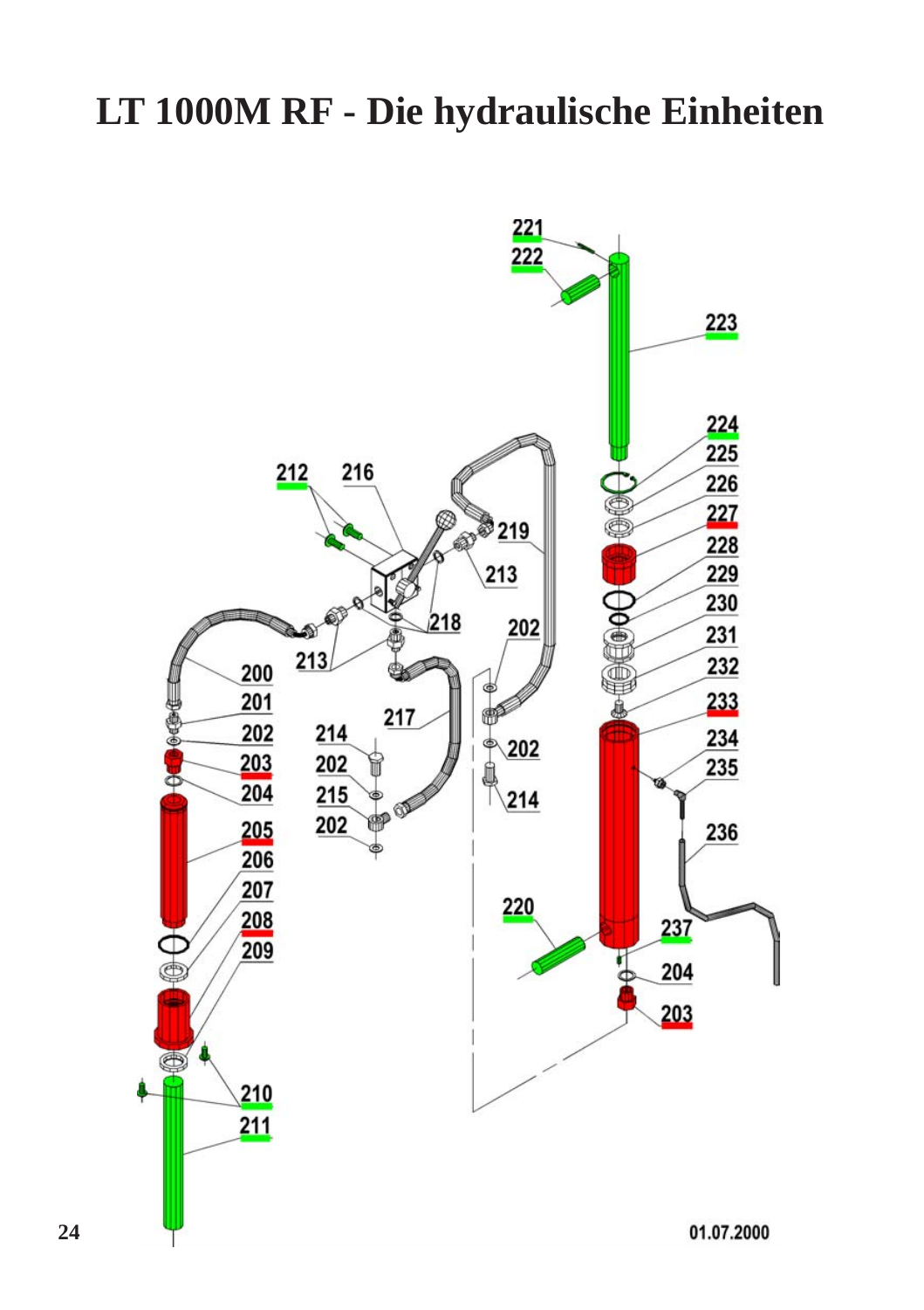# LT 1000M RF - Die hydraulische Einheiten

221
222
223
224
225
226
227
228
229
230
231
232
233
234
235
236
237
212
216
219
213
218
202
200
201
202
203
204
205
206
207
208
209
210
211
213
214
202
215
202
217
202
214
220
204
203

01.07.2000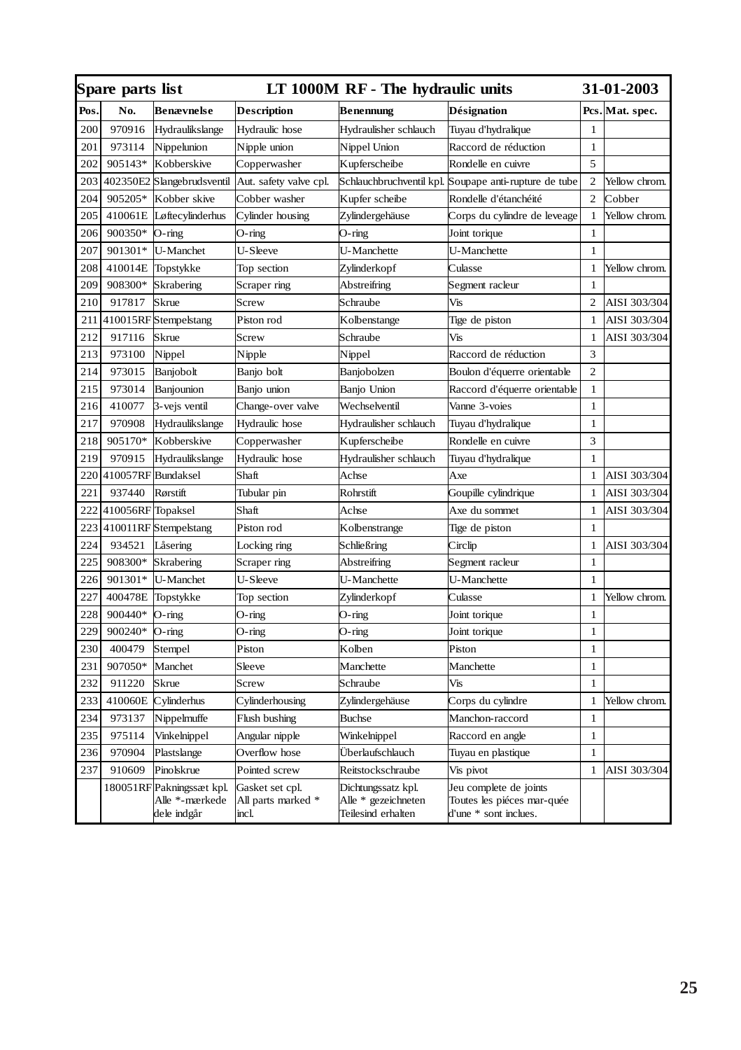| Spare parts list | | | LT 1000M RF - The hydraulic units | | | | 31-01-2003 |
|---|---|---|---|---|---|---|---|
| **Pos.** | **No.** | **Benævnelse** | **Description** | **Benennung** | **Désignation** | **Pcs.** | **Mat. spec.** |
| 200 | 970916 | Hydraulikslange | Hydraulic hose | Hydraulisher schlauch | Tuyau d'hydralique | 1 | |
| 201 | 973114 | Nippelunion | Nipple union | Nippel Union | Raccord de réduction | 1 | |
| 202 | 905143* | Kobberskive | Copperwasher | Kupferscheibe | Rondelle en cuivre | 5 | |
| 203 | 402350E2 | Slangebrudsventil | Aut. safety valve cpl. | Schlauchbruchventil kpl. | Soupape anti-rupture de tube | 2 | Yellow chrom. |
| 204 | 905205* | Kobber skive | Cobber washer | Kupfer scheibe | Rondelle d'étanchéité | 2 | Cobber |
| 205 | 410061E | Løftecylinderhus | Cylinder housing | Zylindergehäuse | Corps du cylindre de leveage | 1 | Yellow chrom. |
| 206 | 900350* | O-ring | O-ring | O-ring | Joint torique | 1 | |
| 207 | 901301* | U-Manchet | U-Sleeve | U-Manchette | U-Manchette | 1 | |
| 208 | 410014E | Topstykke | Top section | Zylinderkopf | Culasse | 1 | Yellow chrom. |
| 209 | 908300* | Skrabering | Scraper ring | Abstreifring | Segment racleur | 1 | |
| 210 | 917817 | Skrue | Screw | Schraube | Vis | 2 | AISI 303/304 |
| 211 | 410015RF | Stempelstang | Piston rod | Kolbenstange | Tige de piston | 1 | AISI 303/304 |
| 212 | 917116 | Skrue | Screw | Schraube | Vis | 1 | AISI 303/304 |
| 213 | 973100 | Nippel | Nipple | Nippel | Raccord de réduction | 3 | |
| 214 | 973015 | Banjobolt | Banjo bolt | Banjobolzen | Boulon d'équerre orientable | 2 | |
| 215 | 973014 | Banjounion | Banjo union | Banjo Union | Raccord d'équerre orientable | 1 | |
| 216 | 410077 | 3-vejs ventil | Change-over valve | Wechselventil | Vanne 3-voies | 1 | |
| 217 | 970908 | Hydraulikslange | Hydraulic hose | Hydraulisher schlauch | Tuyau d'hydralique | 1 | |
| 218 | 905170* | Kobberskive | Copperwasher | Kupferscheibe | Rondelle en cuivre | 3 | |
| 219 | 970915 | Hydraulikslange | Hydraulic hose | Hydraulisher schlauch | Tuyau d'hydralique | 1 | |
| 220 | 410057RF | Bundaksel | Shaft | Achse | Axe | 1 | AISI 303/304 |
| 221 | 937440 | Rørstift | Tubular pin | Rohrstift | Goupille cylindrique | 1 | AISI 303/304 |
| 222 | 410056RF | Topaksel | Shaft | Achse | Axe du sommet | 1 | AISI 303/304 |
| 223 | 410011RF | Stempelstang | Piston rod | Kolbenstrange | Tige de piston | 1 | |
| 224 | 934521 | Låsering | Locking ring | Schließring | Circlip | 1 | AISI 303/304 |
| 225 | 908300* | Skrabering | Scraper ring | Abstreifring | Segment racleur | 1 | |
| 226 | 901301* | U-Manchet | U-Sleeve | U-Manchette | U-Manchette | 1 | |
| 227 | 400478E | Topstykke | Top section | Zylinderkopf | Culasse | 1 | Yellow chrom. |
| 228 | 900440* | O-ring | O-ring | O-ring | Joint torique | 1 | |
| 229 | 900240* | O-ring | O-ring | O-ring | Joint torique | 1 | |
| 230 | 400479 | Stempel | Piston | Kolben | Piston | 1 | |
| 231 | 907050* | Manchet | Sleeve | Manchette | Manchette | 1 | |
| 232 | 911220 | Skrue | Screw | Schraube | Vis | 1 | |
| 233 | 410060E | Cylinderhus | Cylinderhousing | Zylindergehäuse | Corps du cylindre | 1 | Yellow chrom. |
| 234 | 973137 | Nippelmuffe | Flush bushing | Buchse | Manchon-raccord | 1 | |
| 235 | 975114 | Vinkelnippel | Angular nipple | Winkelnippel | Raccord en angle | 1 | |
| 236 | 970904 | Plastslange | Overflow hose | Überlaufschlauch | Tuyau en plastique | 1 | |
| 237 | 910609 | Pinolskrue | Pointed screw | Reitstockschraube | Vis pivot | 1 | AISI 303/304 |
| | 180051RF | Pakningssæt kpl. Alle *-mærkede dele indgår | Gasket set cpl. All parts marked * incl. | Dichtungssatz kpl. Alle * gezeichneten Teilesind erhalten | Jeu complete de joints Toutes les piéces mar-quée d'une * sont inclues. | | |